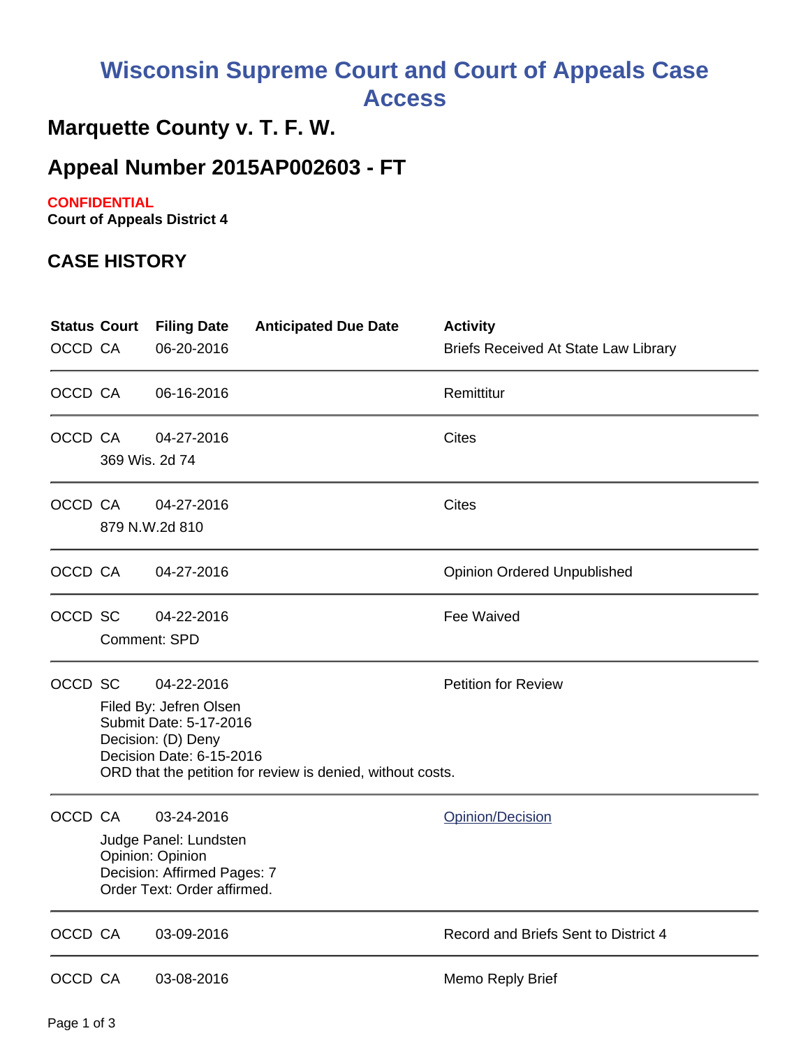# Wisconsin Supreme Court and Court of Appeals Case Access

## Marquette County v. T. F. W.

## Appeal Number 2015AP002603 - FT

**CONFIDENTIAL**

**Court of Appeals District 4**

### CASE HISTORY

| Status | Court | Filing Date | Anticipated Due Date | Activity |
|---|---|---|---|---|
| OCCD | CA | 06-20-2016 | | Briefs Received At State Law Library |
| OCCD | CA | 06-16-2016 | | Remittitur |
| OCCD | CA | 04-27-2016 | | Cites |
| | 369 Wis. 2d 74 | | | |
| OCCD | CA | 04-27-2016 | | Cites |
| | 879 N.W.2d 810 | | | |
| OCCD | CA | 04-27-2016 | | Opinion Ordered Unpublished |
| OCCD | SC | 04-22-2016 | | Fee Waived |
| | Comment: SPD | | | |
| OCCD | SC | 04-22-2016 | | Petition for Review |
| | Filed By: Jefren Olsen<br>Submit Date: 5-17-2016<br>Decision: (D) Deny<br>Decision Date: 6-15-2016<br>ORD that the petition for review is denied, without costs. | | | |
| OCCD | CA | 03-24-2016 | | Opinion/Decision |
| | Judge Panel: Lundsten<br>Opinion: Opinion<br>Decision: Affirmed Pages: 7<br>Order Text: Order affirmed. | | | |
| OCCD | CA | 03-09-2016 | | Record and Briefs Sent to District 4 |
| OCCD | CA | 03-08-2016 | | Memo Reply Brief |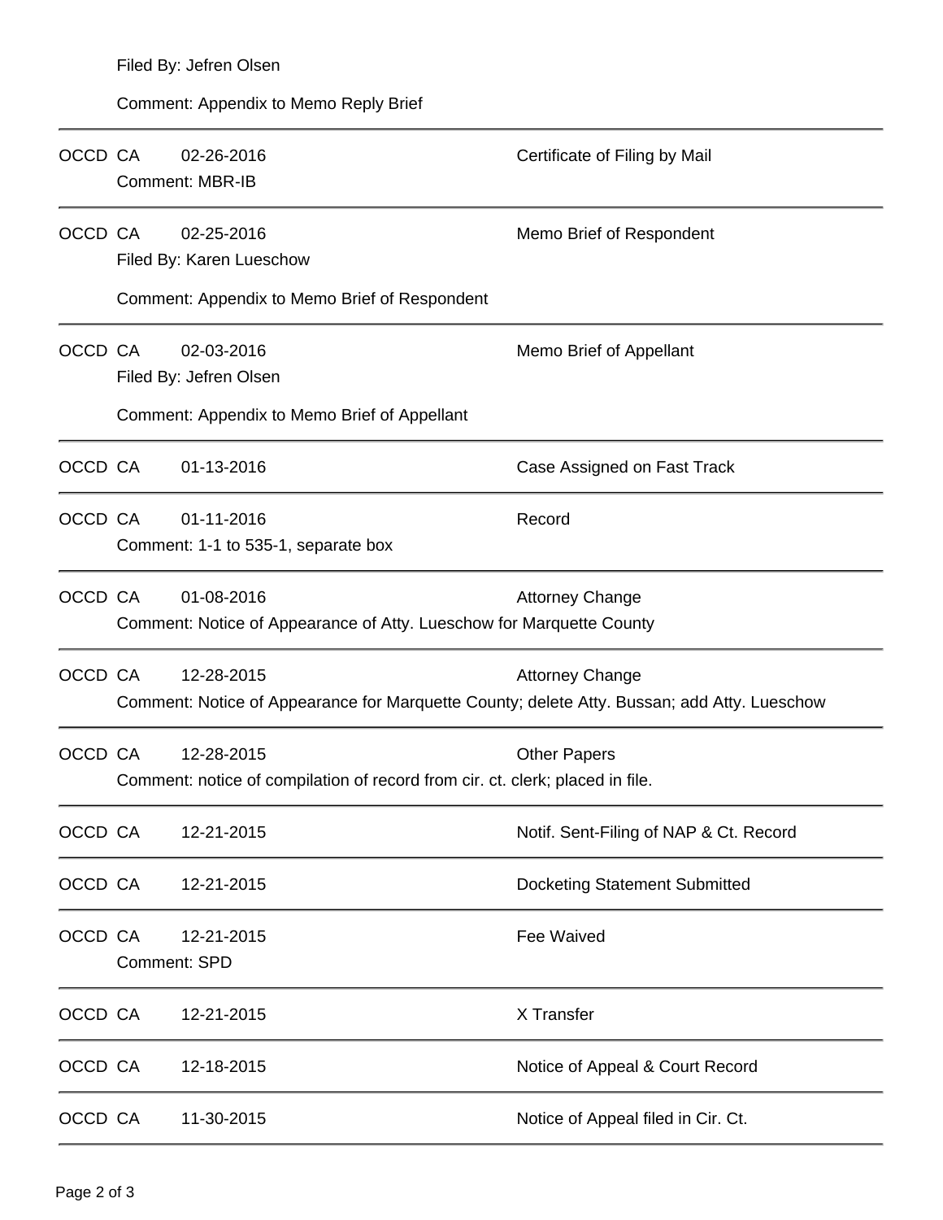Filed By: Jefren Olsen

Comment: Appendix to Memo Reply Brief

---

OCCD CA 02-26-2016 Certificate of Filing by Mail

Comment: MBR-IB

---

OCCD CA 02-25-2016 Memo Brief of Respondent

Filed By: Karen Lueschow

Comment: Appendix to Memo Brief of Respondent

---

OCCD CA 02-03-2016 Memo Brief of Appellant

Filed By: Jefren Olsen

Comment: Appendix to Memo Brief of Appellant

---

OCCD CA 01-13-2016 Case Assigned on Fast Track

---

OCCD CA 01-11-2016 Record

Comment: 1-1 to 535-1, separate box

---

OCCD CA 01-08-2016 Attorney Change

Comment: Notice of Appearance of Atty. Lueschow for Marquette County

---

OCCD CA 12-28-2015 Attorney Change

Comment: Notice of Appearance for Marquette County; delete Atty. Bussan; add Atty. Lueschow

---

OCCD CA 12-28-2015 Other Papers

Comment: notice of compilation of record from cir. ct. clerk; placed in file.

---

OCCD CA 12-21-2015 Notif. Sent-Filing of NAP & Ct. Record

---

OCCD CA 12-21-2015 Docketing Statement Submitted

---

OCCD CA 12-21-2015 Fee Waived

Comment: SPD

---

OCCD CA 12-21-2015 X Transfer

---

OCCD CA 12-18-2015 Notice of Appeal & Court Record

---

OCCD CA 11-30-2015 Notice of Appeal filed in Cir. Ct.

---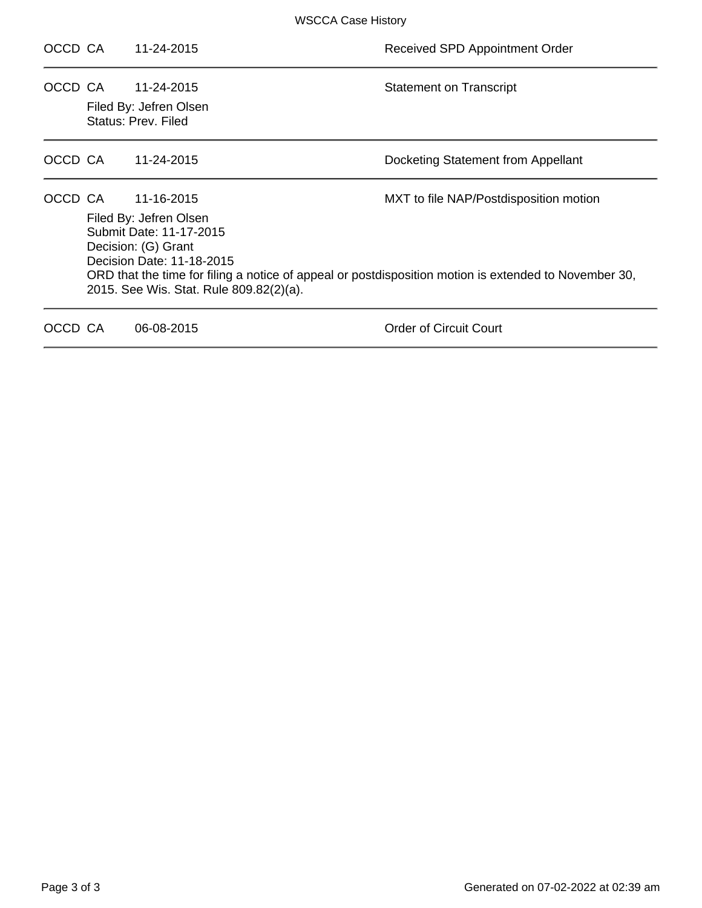| | | | |
|---|---|---|---|
| OCCD | CA | 11-24-2015 | Received SPD Appointment Order |
| OCCD | CA | 11-24-2015<br>Filed By: Jefren Olsen<br>Status: Prev. Filed | Statement on Transcript |
| OCCD | CA | 11-24-2015 | Docketing Statement from Appellant |
| OCCD | CA | 11-16-2015<br>Filed By: Jefren Olsen<br>Submit Date: 11-17-2015<br>Decision: (G) Grant<br>Decision Date: 11-18-2015<br>ORD that the time for filing a notice of appeal or postdisposition motion is extended to November 30, 2015. See Wis. Stat. Rule 809.82(2)(a). | MXT to file NAP/Postdisposition motion |
| OCCD | CA | 06-08-2015 | Order of Circuit Court |